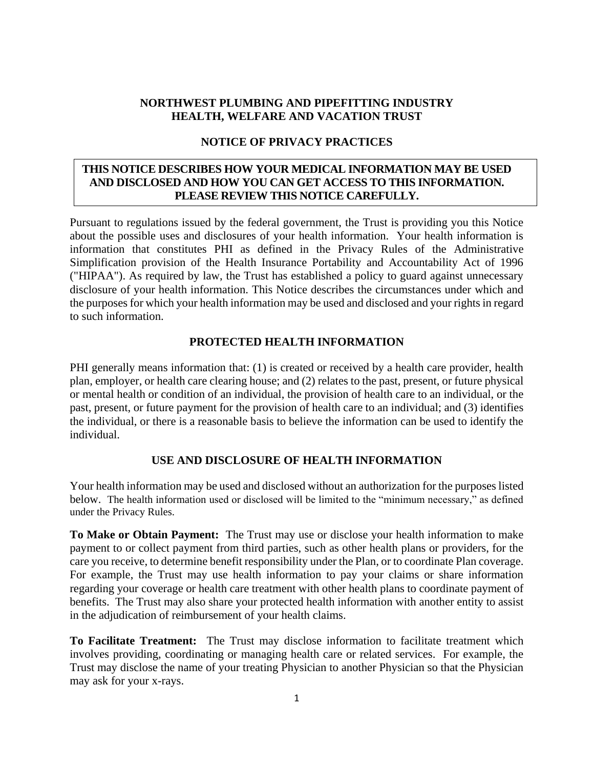# NORTHWEST PLUMBING AND PIPEFITTING INDUSTRY HEALTH, WELFARE AND VACATION TRUST

## NOTICE OF PRIVACY PRACTICES

**THIS NOTICE DESCRIBES HOW YOUR MEDICAL INFORMATION MAY BE USED AND DISCLOSED AND HOW YOU CAN GET ACCESS TO THIS INFORMATION. PLEASE REVIEW THIS NOTICE CAREFULLY.**

Pursuant to regulations issued by the federal government, the Trust is providing you this Notice about the possible uses and disclosures of your health information. Your health information is information that constitutes PHI as defined in the Privacy Rules of the Administrative Simplification provision of the Health Insurance Portability and Accountability Act of 1996 ("HIPAA"). As required by law, the Trust has established a policy to guard against unnecessary disclosure of your health information. This Notice describes the circumstances under which and the purposes for which your health information may be used and disclosed and your rights in regard to such information.

## PROTECTED HEALTH INFORMATION

PHI generally means information that: (1) is created or received by a health care provider, health plan, employer, or health care clearing house; and (2) relates to the past, present, or future physical or mental health or condition of an individual, the provision of health care to an individual, or the past, present, or future payment for the provision of health care to an individual; and (3) identifies the individual, or there is a reasonable basis to believe the information can be used to identify the individual.

## USE AND DISCLOSURE OF HEALTH INFORMATION

Your health information may be used and disclosed without an authorization for the purposes listed below. The health information used or disclosed will be limited to the "minimum necessary," as defined under the Privacy Rules.

**To Make or Obtain Payment:** The Trust may use or disclose your health information to make payment to or collect payment from third parties, such as other health plans or providers, for the care you receive, to determine benefit responsibility under the Plan, or to coordinate Plan coverage. For example, the Trust may use health information to pay your claims or share information regarding your coverage or health care treatment with other health plans to coordinate payment of benefits. The Trust may also share your protected health information with another entity to assist in the adjudication of reimbursement of your health claims.

**To Facilitate Treatment:** The Trust may disclose information to facilitate treatment which involves providing, coordinating or managing health care or related services. For example, the Trust may disclose the name of your treating Physician to another Physician so that the Physician may ask for your x-rays.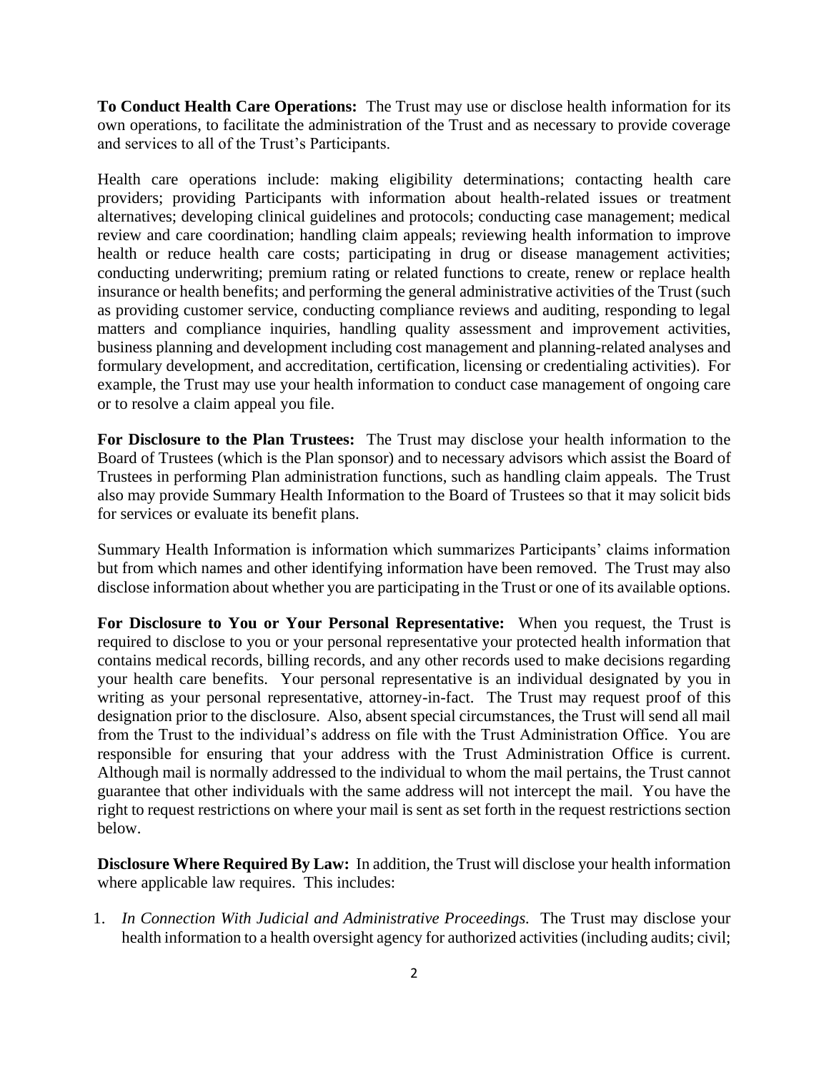**To Conduct Health Care Operations:** The Trust may use or disclose health information for its own operations, to facilitate the administration of the Trust and as necessary to provide coverage and services to all of the Trust's Participants.

Health care operations include: making eligibility determinations; contacting health care providers; providing Participants with information about health-related issues or treatment alternatives; developing clinical guidelines and protocols; conducting case management; medical review and care coordination; handling claim appeals; reviewing health information to improve health or reduce health care costs; participating in drug or disease management activities; conducting underwriting; premium rating or related functions to create, renew or replace health insurance or health benefits; and performing the general administrative activities of the Trust (such as providing customer service, conducting compliance reviews and auditing, responding to legal matters and compliance inquiries, handling quality assessment and improvement activities, business planning and development including cost management and planning-related analyses and formulary development, and accreditation, certification, licensing or credentialing activities). For example, the Trust may use your health information to conduct case management of ongoing care or to resolve a claim appeal you file.

**For Disclosure to the Plan Trustees:** The Trust may disclose your health information to the Board of Trustees (which is the Plan sponsor) and to necessary advisors which assist the Board of Trustees in performing Plan administration functions, such as handling claim appeals. The Trust also may provide Summary Health Information to the Board of Trustees so that it may solicit bids for services or evaluate its benefit plans.

Summary Health Information is information which summarizes Participants' claims information but from which names and other identifying information have been removed. The Trust may also disclose information about whether you are participating in the Trust or one of its available options.

**For Disclosure to You or Your Personal Representative:** When you request, the Trust is required to disclose to you or your personal representative your protected health information that contains medical records, billing records, and any other records used to make decisions regarding your health care benefits. Your personal representative is an individual designated by you in writing as your personal representative, attorney-in-fact. The Trust may request proof of this designation prior to the disclosure. Also, absent special circumstances, the Trust will send all mail from the Trust to the individual's address on file with the Trust Administration Office. You are responsible for ensuring that your address with the Trust Administration Office is current. Although mail is normally addressed to the individual to whom the mail pertains, the Trust cannot guarantee that other individuals with the same address will not intercept the mail. You have the right to request restrictions on where your mail is sent as set forth in the request restrictions section below.

**Disclosure Where Required By Law:** In addition, the Trust will disclose your health information where applicable law requires. This includes:

1. *In Connection With Judicial and Administrative Proceedings.* The Trust may disclose your health information to a health oversight agency for authorized activities (including audits; civil;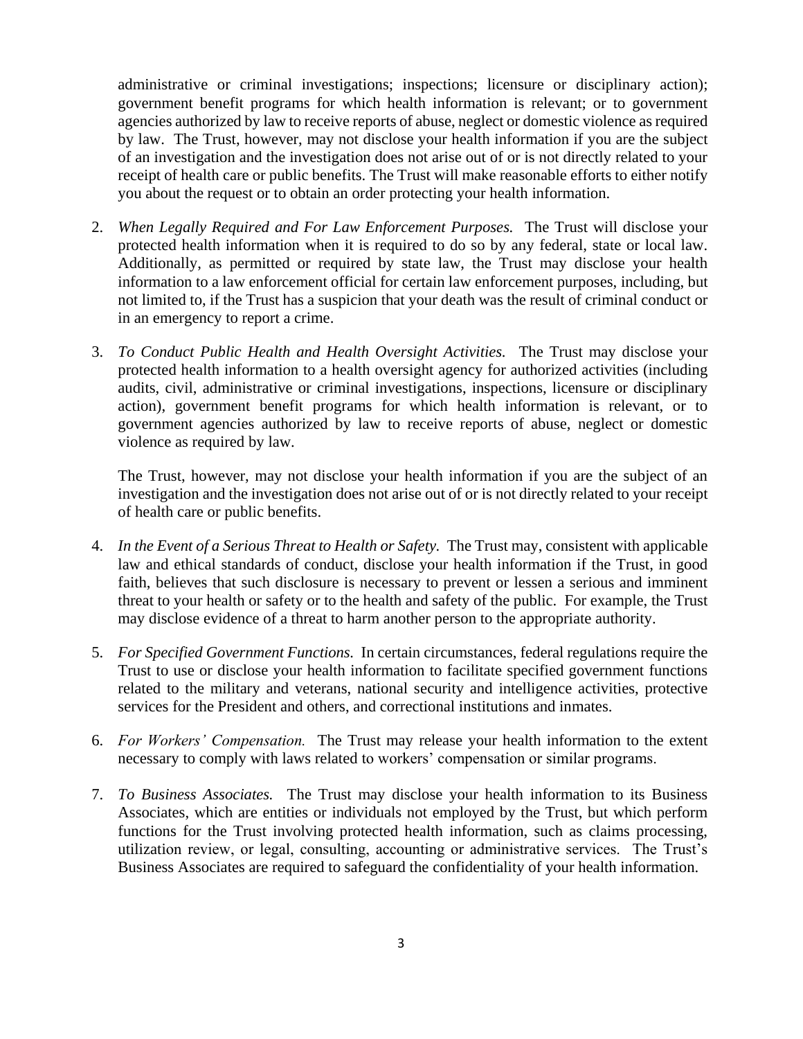administrative or criminal investigations; inspections; licensure or disciplinary action); government benefit programs for which health information is relevant; or to government agencies authorized by law to receive reports of abuse, neglect or domestic violence as required by law. The Trust, however, may not disclose your health information if you are the subject of an investigation and the investigation does not arise out of or is not directly related to your receipt of health care or public benefits. The Trust will make reasonable efforts to either notify you about the request or to obtain an order protecting your health information.

2. *When Legally Required and For Law Enforcement Purposes.* The Trust will disclose your protected health information when it is required to do so by any federal, state or local law. Additionally, as permitted or required by state law, the Trust may disclose your health information to a law enforcement official for certain law enforcement purposes, including, but not limited to, if the Trust has a suspicion that your death was the result of criminal conduct or in an emergency to report a crime.

3. *To Conduct Public Health and Health Oversight Activities.* The Trust may disclose your protected health information to a health oversight agency for authorized activities (including audits, civil, administrative or criminal investigations, inspections, licensure or disciplinary action), government benefit programs for which health information is relevant, or to government agencies authorized by law to receive reports of abuse, neglect or domestic violence as required by law.

   The Trust, however, may not disclose your health information if you are the subject of an investigation and the investigation does not arise out of or is not directly related to your receipt of health care or public benefits.

4. *In the Event of a Serious Threat to Health or Safety.* The Trust may, consistent with applicable law and ethical standards of conduct, disclose your health information if the Trust, in good faith, believes that such disclosure is necessary to prevent or lessen a serious and imminent threat to your health or safety or to the health and safety of the public. For example, the Trust may disclose evidence of a threat to harm another person to the appropriate authority.

5. *For Specified Government Functions.* In certain circumstances, federal regulations require the Trust to use or disclose your health information to facilitate specified government functions related to the military and veterans, national security and intelligence activities, protective services for the President and others, and correctional institutions and inmates.

6. *For Workers' Compensation.* The Trust may release your health information to the extent necessary to comply with laws related to workers' compensation or similar programs.

7. *To Business Associates.* The Trust may disclose your health information to its Business Associates, which are entities or individuals not employed by the Trust, but which perform functions for the Trust involving protected health information, such as claims processing, utilization review, or legal, consulting, accounting or administrative services. The Trust's Business Associates are required to safeguard the confidentiality of your health information.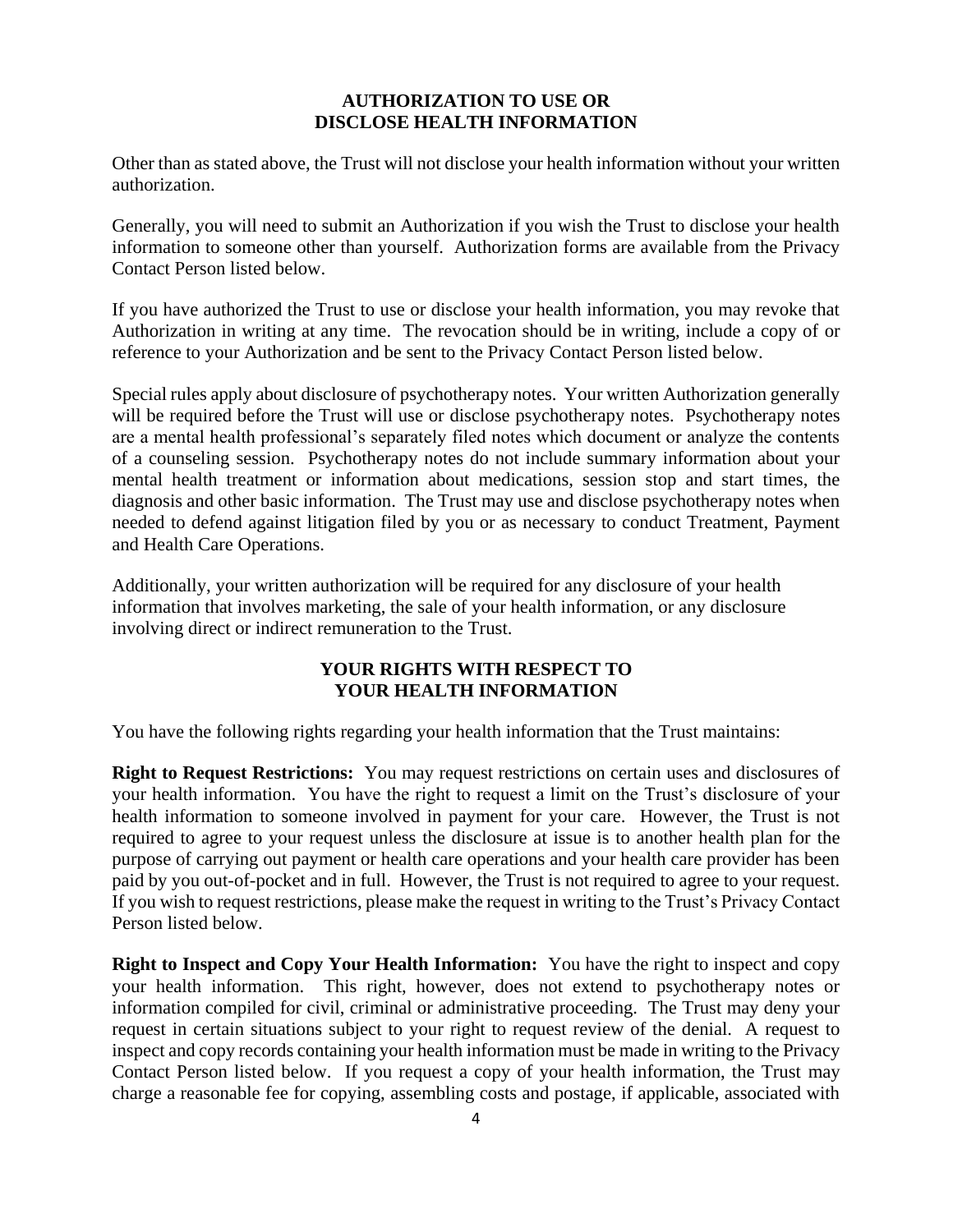## AUTHORIZATION TO USE OR DISCLOSE HEALTH INFORMATION

Other than as stated above, the Trust will not disclose your health information without your written authorization.

Generally, you will need to submit an Authorization if you wish the Trust to disclose your health information to someone other than yourself. Authorization forms are available from the Privacy Contact Person listed below.

If you have authorized the Trust to use or disclose your health information, you may revoke that Authorization in writing at any time. The revocation should be in writing, include a copy of or reference to your Authorization and be sent to the Privacy Contact Person listed below.

Special rules apply about disclosure of psychotherapy notes. Your written Authorization generally will be required before the Trust will use or disclose psychotherapy notes. Psychotherapy notes are a mental health professional's separately filed notes which document or analyze the contents of a counseling session. Psychotherapy notes do not include summary information about your mental health treatment or information about medications, session stop and start times, the diagnosis and other basic information. The Trust may use and disclose psychotherapy notes when needed to defend against litigation filed by you or as necessary to conduct Treatment, Payment and Health Care Operations.

Additionally, your written authorization will be required for any disclosure of your health information that involves marketing, the sale of your health information, or any disclosure involving direct or indirect remuneration to the Trust.

## YOUR RIGHTS WITH RESPECT TO YOUR HEALTH INFORMATION

You have the following rights regarding your health information that the Trust maintains:

**Right to Request Restrictions:** You may request restrictions on certain uses and disclosures of your health information. You have the right to request a limit on the Trust's disclosure of your health information to someone involved in payment for your care. However, the Trust is not required to agree to your request unless the disclosure at issue is to another health plan for the purpose of carrying out payment or health care operations and your health care provider has been paid by you out-of-pocket and in full. However, the Trust is not required to agree to your request. If you wish to request restrictions, please make the request in writing to the Trust's Privacy Contact Person listed below.

**Right to Inspect and Copy Your Health Information:** You have the right to inspect and copy your health information. This right, however, does not extend to psychotherapy notes or information compiled for civil, criminal or administrative proceeding. The Trust may deny your request in certain situations subject to your right to request review of the denial. A request to inspect and copy records containing your health information must be made in writing to the Privacy Contact Person listed below. If you request a copy of your health information, the Trust may charge a reasonable fee for copying, assembling costs and postage, if applicable, associated with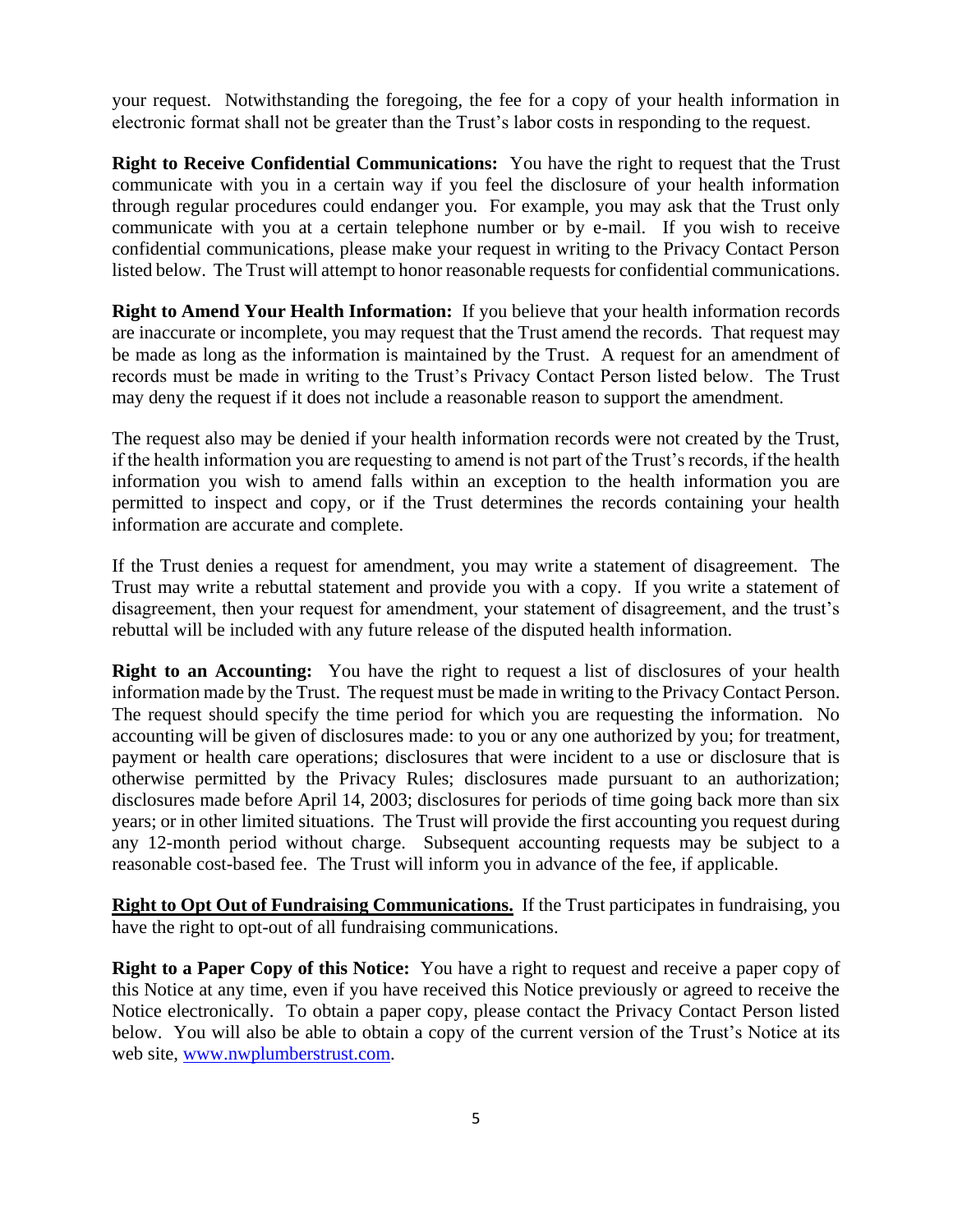your request. Notwithstanding the foregoing, the fee for a copy of your health information in electronic format shall not be greater than the Trust's labor costs in responding to the request.

**Right to Receive Confidential Communications:** You have the right to request that the Trust communicate with you in a certain way if you feel the disclosure of your health information through regular procedures could endanger you. For example, you may ask that the Trust only communicate with you at a certain telephone number or by e-mail. If you wish to receive confidential communications, please make your request in writing to the Privacy Contact Person listed below. The Trust will attempt to honor reasonable requests for confidential communications.

**Right to Amend Your Health Information:** If you believe that your health information records are inaccurate or incomplete, you may request that the Trust amend the records. That request may be made as long as the information is maintained by the Trust. A request for an amendment of records must be made in writing to the Trust's Privacy Contact Person listed below. The Trust may deny the request if it does not include a reasonable reason to support the amendment.

The request also may be denied if your health information records were not created by the Trust, if the health information you are requesting to amend is not part of the Trust's records, if the health information you wish to amend falls within an exception to the health information you are permitted to inspect and copy, or if the Trust determines the records containing your health information are accurate and complete.

If the Trust denies a request for amendment, you may write a statement of disagreement. The Trust may write a rebuttal statement and provide you with a copy. If you write a statement of disagreement, then your request for amendment, your statement of disagreement, and the trust's rebuttal will be included with any future release of the disputed health information.

**Right to an Accounting:** You have the right to request a list of disclosures of your health information made by the Trust. The request must be made in writing to the Privacy Contact Person. The request should specify the time period for which you are requesting the information. No accounting will be given of disclosures made: to you or any one authorized by you; for treatment, payment or health care operations; disclosures that were incident to a use or disclosure that is otherwise permitted by the Privacy Rules; disclosures made pursuant to an authorization; disclosures made before April 14, 2003; disclosures for periods of time going back more than six years; or in other limited situations. The Trust will provide the first accounting you request during any 12-month period without charge. Subsequent accounting requests may be subject to a reasonable cost-based fee. The Trust will inform you in advance of the fee, if applicable.

**Right to Opt Out of Fundraising Communications.** If the Trust participates in fundraising, you have the right to opt-out of all fundraising communications.

**Right to a Paper Copy of this Notice:** You have a right to request and receive a paper copy of this Notice at any time, even if you have received this Notice previously or agreed to receive the Notice electronically. To obtain a paper copy, please contact the Privacy Contact Person listed below. You will also be able to obtain a copy of the current version of the Trust's Notice at its web site, [www.nwplumberstrust.com](http://www.nwplumberstrust.com).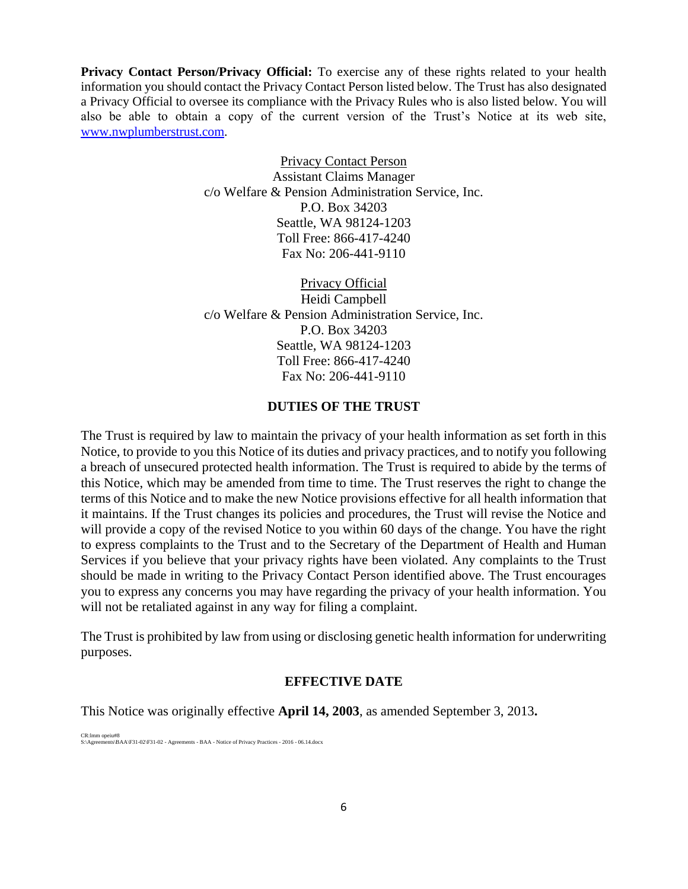**Privacy Contact Person/Privacy Official:** To exercise any of these rights related to your health information you should contact the Privacy Contact Person listed below. The Trust has also designated a Privacy Official to oversee its compliance with the Privacy Rules who is also listed below. You will also be able to obtain a copy of the current version of the Trust's Notice at its web site, www.nwplumberstrust.com.

Privacy Contact Person
Assistant Claims Manager
c/o Welfare & Pension Administration Service, Inc.
P.O. Box 34203
Seattle, WA 98124-1203
Toll Free: 866-417-4240
Fax No: 206-441-9110

Privacy Official
Heidi Campbell
c/o Welfare & Pension Administration Service, Inc.
P.O. Box 34203
Seattle, WA 98124-1203
Toll Free: 866-417-4240
Fax No: 206-441-9110

## DUTIES OF THE TRUST

The Trust is required by law to maintain the privacy of your health information as set forth in this Notice, to provide to you this Notice of its duties and privacy practices, and to notify you following a breach of unsecured protected health information. The Trust is required to abide by the terms of this Notice, which may be amended from time to time. The Trust reserves the right to change the terms of this Notice and to make the new Notice provisions effective for all health information that it maintains. If the Trust changes its policies and procedures, the Trust will revise the Notice and will provide a copy of the revised Notice to you within 60 days of the change. You have the right to express complaints to the Trust and to the Secretary of the Department of Health and Human Services if you believe that your privacy rights have been violated. Any complaints to the Trust should be made in writing to the Privacy Contact Person identified above. The Trust encourages you to express any concerns you may have regarding the privacy of your health information. You will not be retaliated against in any way for filing a complaint.

The Trust is prohibited by law from using or disclosing genetic health information for underwriting purposes.

## EFFECTIVE DATE

This Notice was originally effective **April 14, 2003**, as amended September 3, 2013**.**

CR:lmm opeiu#8
S:\Agreements\BAA\F31-02\F31-02 - Agreements - BAA - Notice of Privacy Practices - 2016 - 06.14.docx